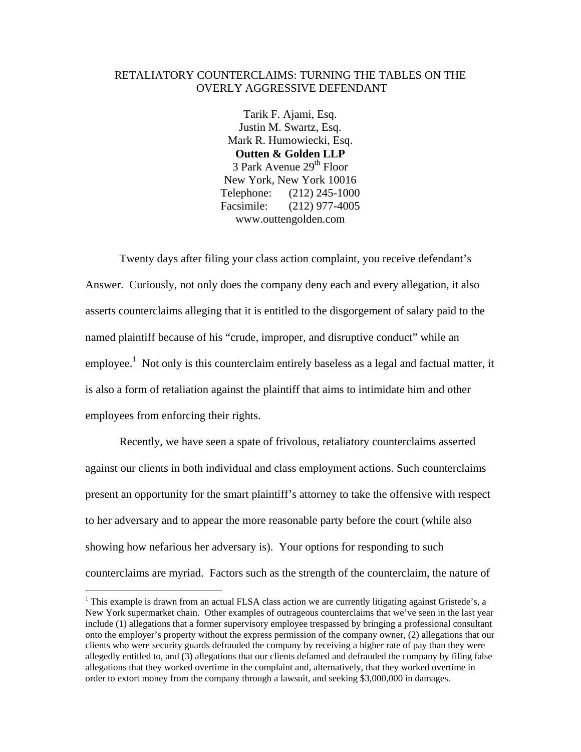# RETALIATORY COUNTERCLAIMS: TURNING THE TABLES ON THE OVERLY AGGRESSIVE DEFENDANT

Tarik F. Ajami, Esq.
Justin M. Swartz, Esq.
Mark R. Humowiecki, Esq.
**Outten & Golden LLP**
3 Park Avenue 29th Floor
New York, New York 10016
Telephone: (212) 245-1000
Facsimile: (212) 977-4005
www.outtengolden.com

Twenty days after filing your class action complaint, you receive defendant's Answer. Curiously, not only does the company deny each and every allegation, it also asserts counterclaims alleging that it is entitled to the disgorgement of salary paid to the named plaintiff because of his "crude, improper, and disruptive conduct" while an employee.[1] Not only is this counterclaim entirely baseless as a legal and factual matter, it is also a form of retaliation against the plaintiff that aims to intimidate him and other employees from enforcing their rights.

Recently, we have seen a spate of frivolous, retaliatory counterclaims asserted against our clients in both individual and class employment actions. Such counterclaims present an opportunity for the smart plaintiff's attorney to take the offensive with respect to her adversary and to appear the more reasonable party before the court (while also showing how nefarious her adversary is). Your options for responding to such counterclaims are myriad. Factors such as the strength of the counterclaim, the nature of

---

[1] This example is drawn from an actual FLSA class action we are currently litigating against Gristede's, a New York supermarket chain. Other examples of outrageous counterclaims that we've seen in the last year include (1) allegations that a former supervisory employee trespassed by bringing a professional consultant onto the employer's property without the express permission of the company owner, (2) allegations that our clients who were security guards defrauded the company by receiving a higher rate of pay than they were allegedly entitled to, and (3) allegations that our clients defamed and defrauded the company by filing false allegations that they worked overtime in the complaint and, alternatively, that they worked overtime in order to extort money from the company through a lawsuit, and seeking $3,000,000 in damages.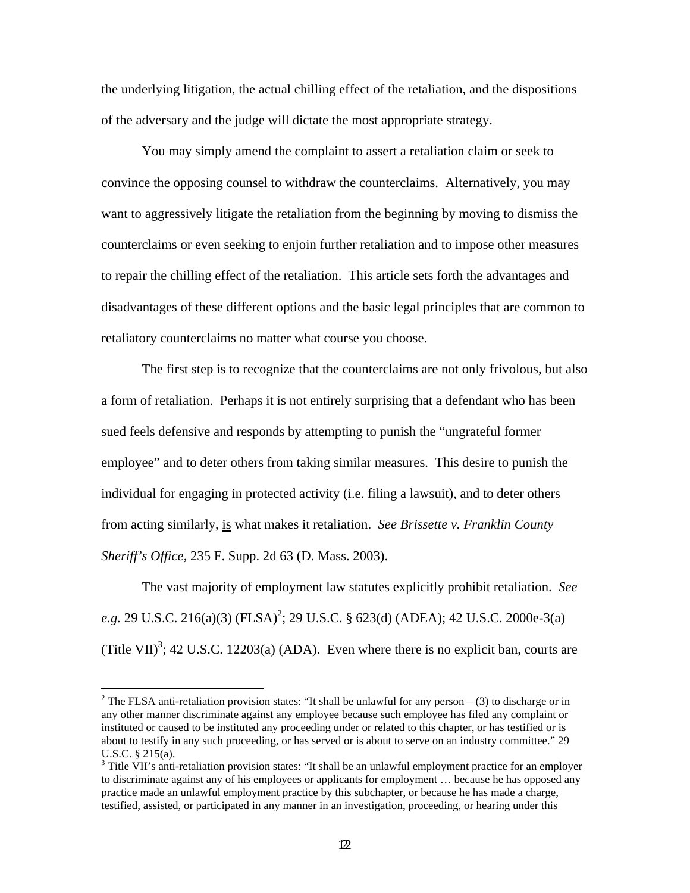the underlying litigation, the actual chilling effect of the retaliation, and the dispositions of the adversary and the judge will dictate the most appropriate strategy.

You may simply amend the complaint to assert a retaliation claim or seek to convince the opposing counsel to withdraw the counterclaims. Alternatively, you may want to aggressively litigate the retaliation from the beginning by moving to dismiss the counterclaims or even seeking to enjoin further retaliation and to impose other measures to repair the chilling effect of the retaliation. This article sets forth the advantages and disadvantages of these different options and the basic legal principles that are common to retaliatory counterclaims no matter what course you choose.

The first step is to recognize that the counterclaims are not only frivolous, but also a form of retaliation. Perhaps it is not entirely surprising that a defendant who has been sued feels defensive and responds by attempting to punish the "ungrateful former employee" and to deter others from taking similar measures. This desire to punish the individual for engaging in protected activity (i.e. filing a lawsuit), and to deter others from acting similarly, <u>is</u> what makes it retaliation. *See Brissette v. Franklin County Sheriff's Office*, 235 F. Supp. 2d 63 (D. Mass. 2003).

The vast majority of employment law statutes explicitly prohibit retaliation. *See e.g.* 29 U.S.C. 216(a)(3) (FLSA)[2]; 29 U.S.C. § 623(d) (ADEA); 42 U.S.C. 2000e-3(a) (Title VII)[3]; 42 U.S.C. 12203(a) (ADA). Even where there is no explicit ban, courts are

[2] The FLSA anti-retaliation provision states: "It shall be unlawful for any person—(3) to discharge or in any other manner discriminate against any employee because such employee has filed any complaint or instituted or caused to be instituted any proceeding under or related to this chapter, or has testified or is about to testify in any such proceeding, or has served or is about to serve on an industry committee." 29 U.S.C. § 215(a).

[3] Title VII's anti-retaliation provision states: "It shall be an unlawful employment practice for an employer to discriminate against any of his employees or applicants for employment … because he has opposed any practice made an unlawful employment practice by this subchapter, or because he has made a charge, testified, assisted, or participated in any manner in an investigation, proceeding, or hearing under this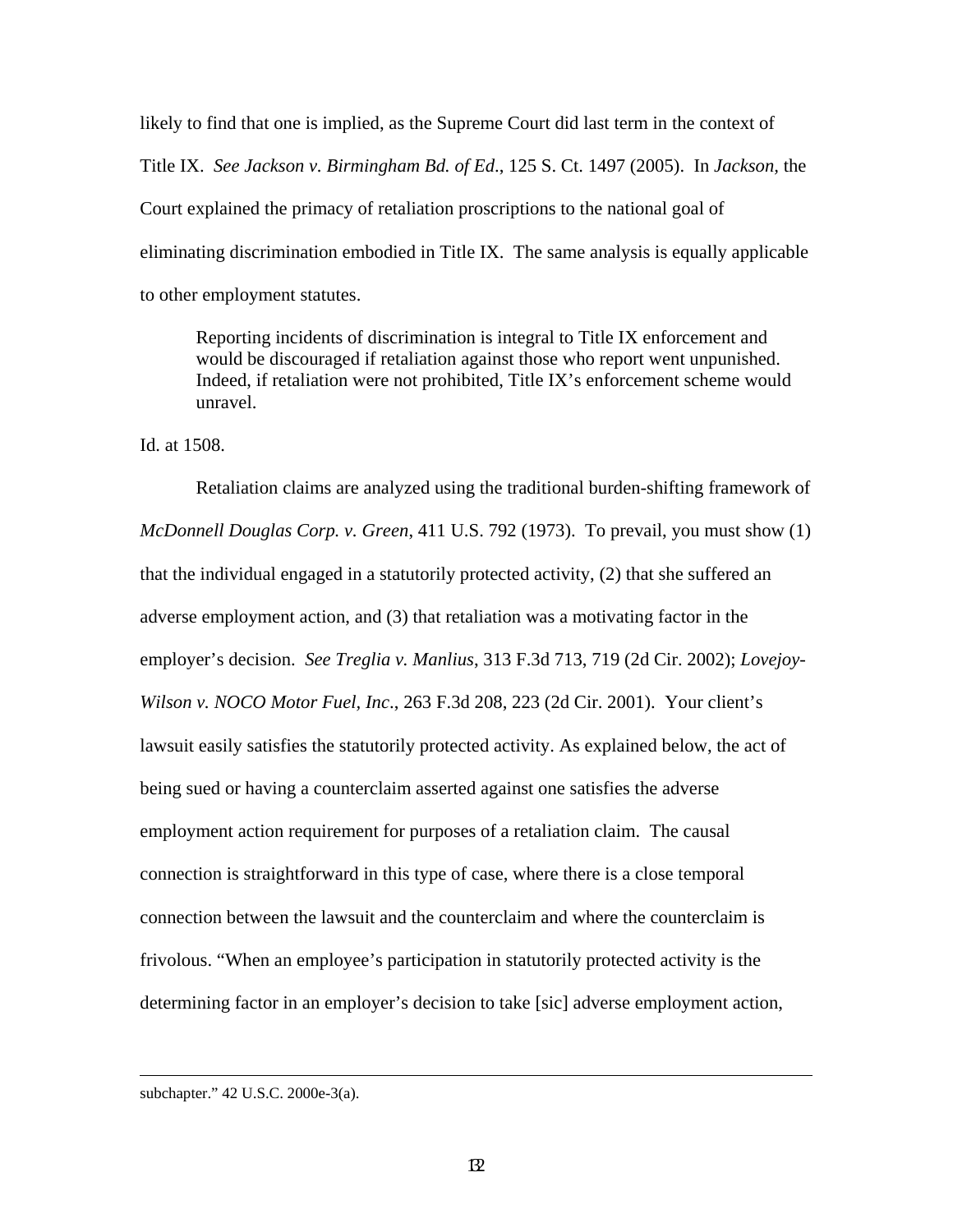likely to find that one is implied, as the Supreme Court did last term in the context of Title IX. *See Jackson v. Birmingham Bd. of Ed*., 125 S. Ct. 1497 (2005). In *Jackson,* the Court explained the primacy of retaliation proscriptions to the national goal of eliminating discrimination embodied in Title IX. The same analysis is equally applicable to other employment statutes.

> Reporting incidents of discrimination is integral to Title IX enforcement and would be discouraged if retaliation against those who report went unpunished. Indeed, if retaliation were not prohibited, Title IX's enforcement scheme would unravel.

Id. at 1508.

Retaliation claims are analyzed using the traditional burden-shifting framework of *McDonnell Douglas Corp. v. Green*, 411 U.S. 792 (1973). To prevail, you must show (1) that the individual engaged in a statutorily protected activity, (2) that she suffered an adverse employment action, and (3) that retaliation was a motivating factor in the employer's decision. *See Treglia v. Manlius*, 313 F.3d 713, 719 (2d Cir. 2002); *Lovejoy-Wilson v. NOCO Motor Fuel, Inc*., 263 F.3d 208, 223 (2d Cir. 2001). Your client's lawsuit easily satisfies the statutorily protected activity. As explained below, the act of being sued or having a counterclaim asserted against one satisfies the adverse employment action requirement for purposes of a retaliation claim. The causal connection is straightforward in this type of case, where there is a close temporal connection between the lawsuit and the counterclaim and where the counterclaim is frivolous. "When an employee's participation in statutorily protected activity is the determining factor in an employer's decision to take [sic] adverse employment action,

subchapter." 42 U.S.C. 2000e-3(a).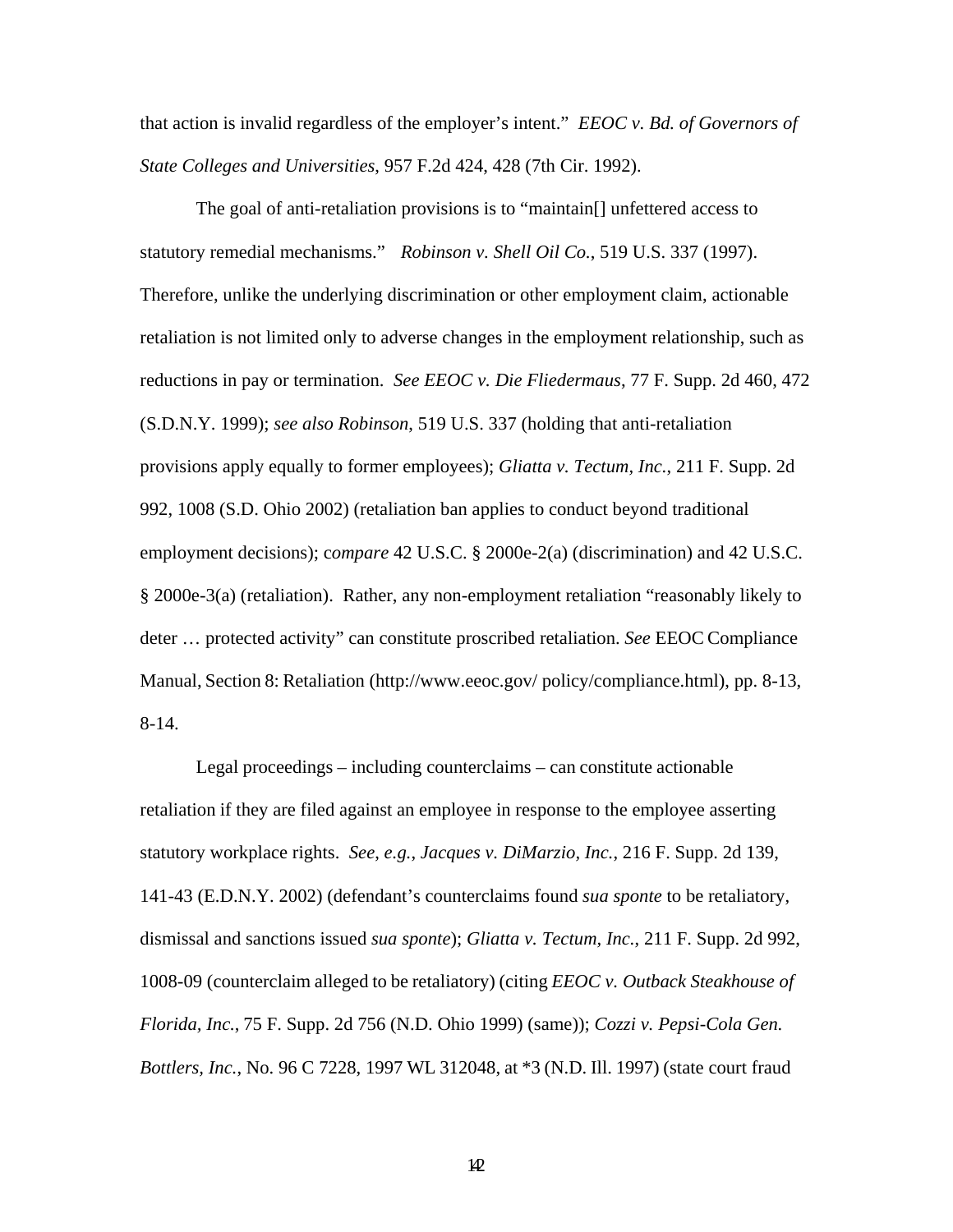that action is invalid regardless of the employer's intent." *EEOC v. Bd. of Governors of State Colleges and Universities*, 957 F.2d 424, 428 (7th Cir. 1992).

The goal of anti-retaliation provisions is to "maintain[] unfettered access to statutory remedial mechanisms." *Robinson v. Shell Oil Co.*, 519 U.S. 337 (1997). Therefore, unlike the underlying discrimination or other employment claim, actionable retaliation is not limited only to adverse changes in the employment relationship, such as reductions in pay or termination. *See EEOC v. Die Fliedermaus*, 77 F. Supp. 2d 460, 472 (S.D.N.Y. 1999); *see also Robinson*, 519 U.S. 337 (holding that anti-retaliation provisions apply equally to former employees); *Gliatta v. Tectum, Inc.*, 211 F. Supp. 2d 992, 1008 (S.D. Ohio 2002) (retaliation ban applies to conduct beyond traditional employment decisions); c*ompare* 42 U.S.C. § 2000e-2(a) (discrimination) and 42 U.S.C. § 2000e-3(a) (retaliation). Rather, any non-employment retaliation "reasonably likely to deter … protected activity" can constitute proscribed retaliation. *See* EEOC Compliance Manual, Section 8: Retaliation (http://www.eeoc.gov/ policy/compliance.html), pp. 8-13, 8-14.

Legal proceedings – including counterclaims – can constitute actionable retaliation if they are filed against an employee in response to the employee asserting statutory workplace rights. *See, e.g., Jacques v. DiMarzio, Inc.*, 216 F. Supp. 2d 139, 141-43 (E.D.N.Y. 2002) (defendant's counterclaims found *sua sponte* to be retaliatory, dismissal and sanctions issued *sua sponte*); *Gliatta v. Tectum, Inc.*, 211 F. Supp. 2d 992, 1008-09 (counterclaim alleged to be retaliatory) (citing *EEOC v. Outback Steakhouse of Florida, Inc.*, 75 F. Supp. 2d 756 (N.D. Ohio 1999) (same)); *Cozzi v. Pepsi-Cola Gen. Bottlers, Inc.*, No. 96 C 7228, 1997 WL 312048, at *3 (N.D. Ill. 1997) (state court fraud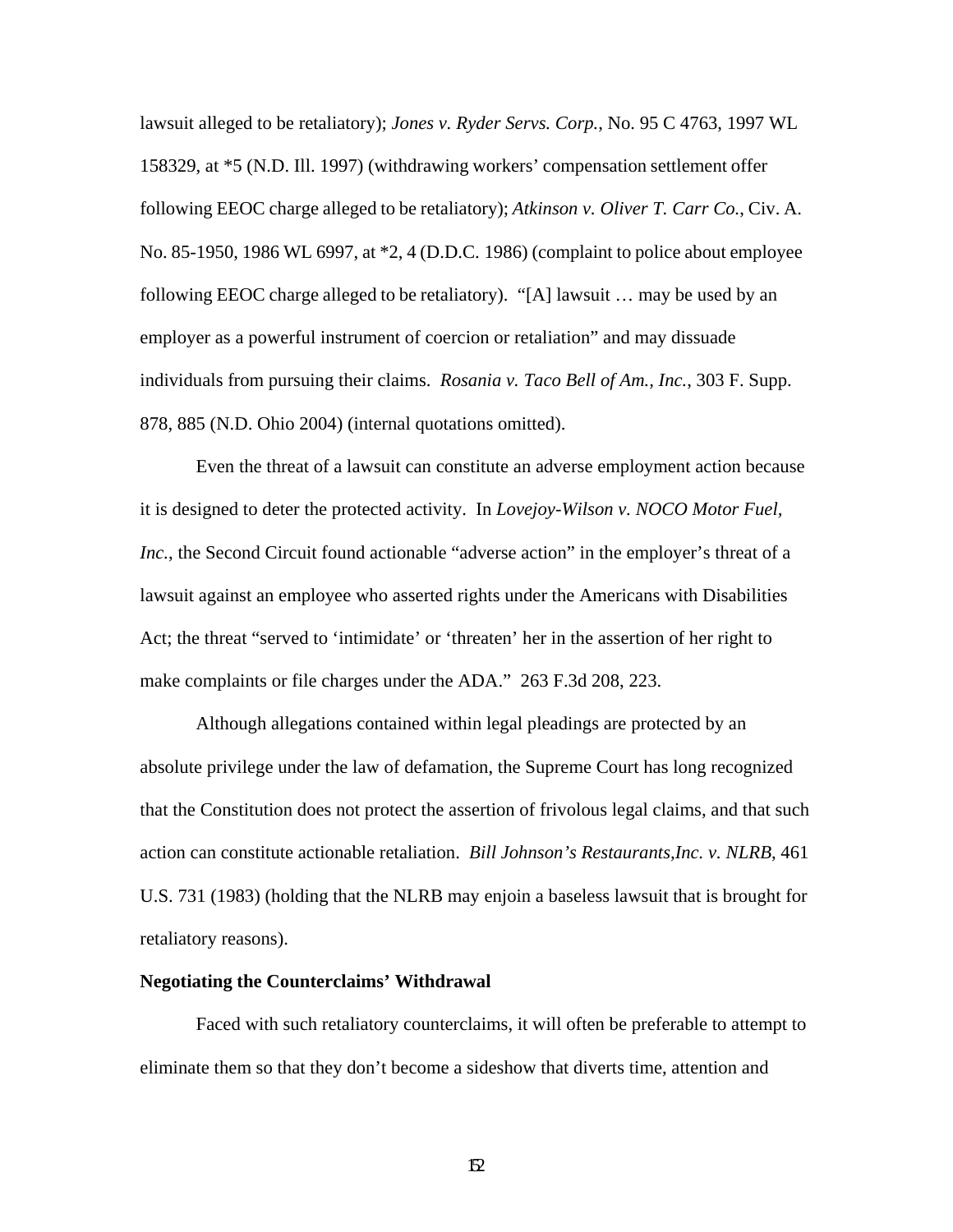lawsuit alleged to be retaliatory); *Jones v. Ryder Servs. Corp.*, No. 95 C 4763, 1997 WL 158329, at *5 (N.D. Ill. 1997) (withdrawing workers' compensation settlement offer following EEOC charge alleged to be retaliatory); *Atkinson v. Oliver T. Carr Co.*, Civ. A. No. 85-1950, 1986 WL 6997, at *2, 4 (D.D.C. 1986) (complaint to police about employee following EEOC charge alleged to be retaliatory). "[A] lawsuit … may be used by an employer as a powerful instrument of coercion or retaliation" and may dissuade individuals from pursuing their claims. *Rosania v. Taco Bell of Am., Inc.*, 303 F. Supp. 878, 885 (N.D. Ohio 2004) (internal quotations omitted).

Even the threat of a lawsuit can constitute an adverse employment action because it is designed to deter the protected activity. In *Lovejoy-Wilson v. NOCO Motor Fuel, Inc.*, the Second Circuit found actionable "adverse action" in the employer's threat of a lawsuit against an employee who asserted rights under the Americans with Disabilities Act; the threat "served to 'intimidate' or 'threaten' her in the assertion of her right to make complaints or file charges under the ADA." 263 F.3d 208, 223.

Although allegations contained within legal pleadings are protected by an absolute privilege under the law of defamation, the Supreme Court has long recognized that the Constitution does not protect the assertion of frivolous legal claims, and that such action can constitute actionable retaliation. *Bill Johnson's Restaurants,Inc. v. NLRB*, 461 U.S. 731 (1983) (holding that the NLRB may enjoin a baseless lawsuit that is brought for retaliatory reasons).

**Negotiating the Counterclaims' Withdrawal**

Faced with such retaliatory counterclaims, it will often be preferable to attempt to eliminate them so that they don't become a sideshow that diverts time, attention and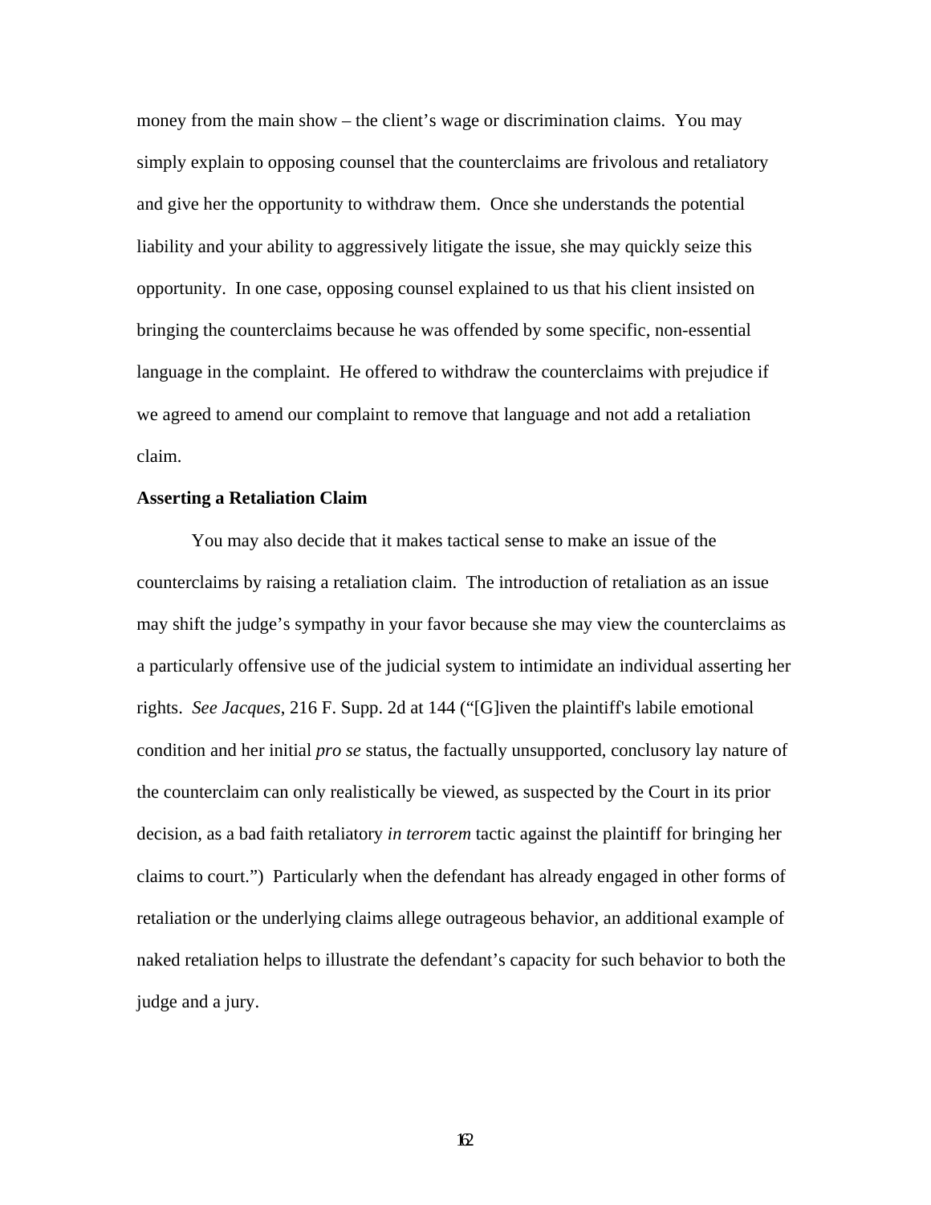money from the main show – the client's wage or discrimination claims.  You may simply explain to opposing counsel that the counterclaims are frivolous and retaliatory and give her the opportunity to withdraw them.  Once she understands the potential liability and your ability to aggressively litigate the issue, she may quickly seize this opportunity.  In one case, opposing counsel explained to us that his client insisted on bringing the counterclaims because he was offended by some specific, non-essential language in the complaint.  He offered to withdraw the counterclaims with prejudice if we agreed to amend our complaint to remove that language and not add a retaliation claim.

**Asserting a Retaliation Claim**

You may also decide that it makes tactical sense to make an issue of the counterclaims by raising a retaliation claim.  The introduction of retaliation as an issue may shift the judge's sympathy in your favor because she may view the counterclaims as a particularly offensive use of the judicial system to intimidate an individual asserting her rights.  *See Jacques*, 216 F. Supp. 2d at 144 ("[G]iven the plaintiff's labile emotional condition and her initial *pro se* status, the factually unsupported, conclusory lay nature of the counterclaim can only realistically be viewed, as suspected by the Court in its prior decision, as a bad faith retaliatory *in terrorem* tactic against the plaintiff for bringing her claims to court.")  Particularly when the defendant has already engaged in other forms of retaliation or the underlying claims allege outrageous behavior, an additional example of naked retaliation helps to illustrate the defendant's capacity for such behavior to both the judge and a jury.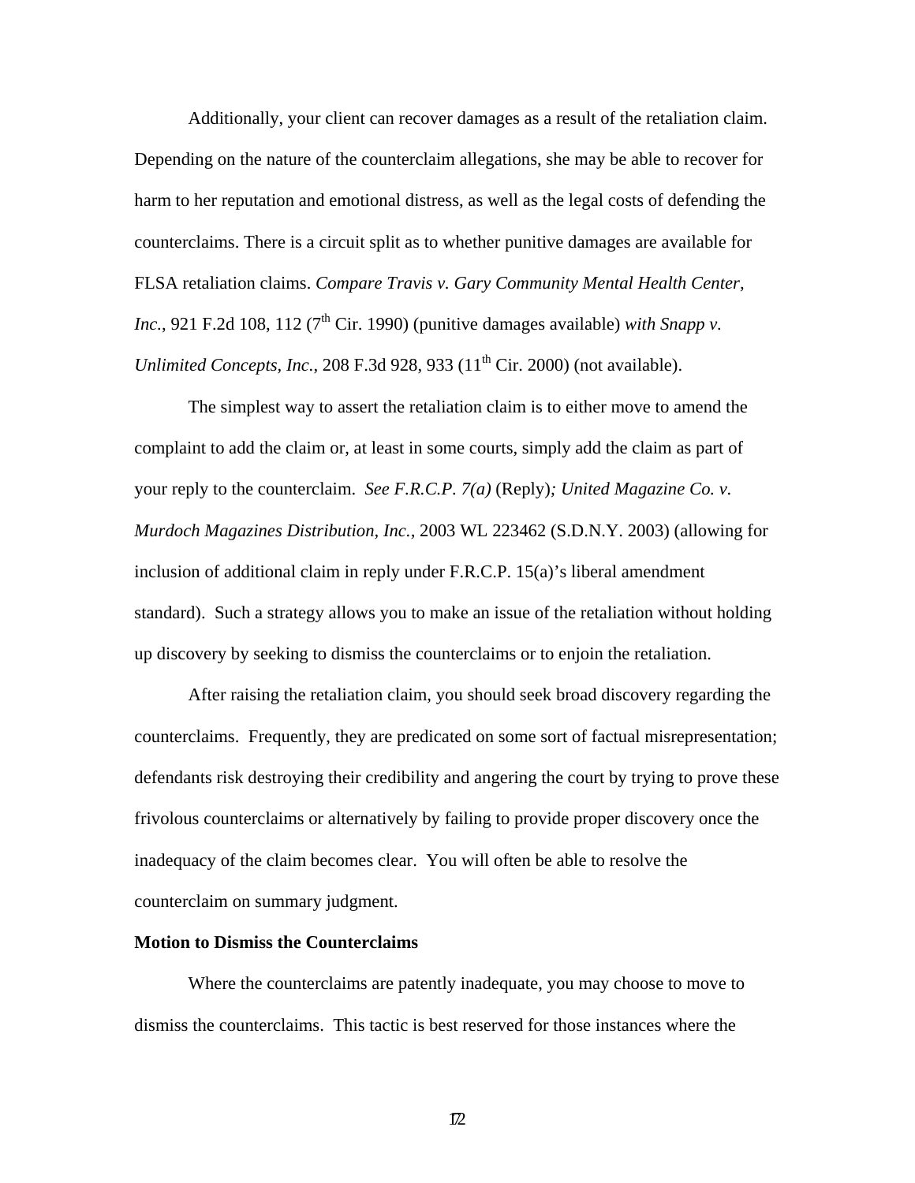Additionally, your client can recover damages as a result of the retaliation claim. Depending on the nature of the counterclaim allegations, she may be able to recover for harm to her reputation and emotional distress, as well as the legal costs of defending the counterclaims. There is a circuit split as to whether punitive damages are available for FLSA retaliation claims. *Compare Travis v. Gary Community Mental Health Center, Inc.*, 921 F.2d 108, 112 (7th Cir. 1990) (punitive damages available) *with Snapp v. Unlimited Concepts, Inc*., 208 F.3d 928, 933 (11th Cir. 2000) (not available).

The simplest way to assert the retaliation claim is to either move to amend the complaint to add the claim or, at least in some courts, simply add the claim as part of your reply to the counterclaim. *See F.R.C.P. 7(a)* (Reply)*; United Magazine Co. v. Murdoch Magazines Distribution, Inc.*, 2003 WL 223462 (S.D.N.Y. 2003) (allowing for inclusion of additional claim in reply under F.R.C.P. 15(a)'s liberal amendment standard). Such a strategy allows you to make an issue of the retaliation without holding up discovery by seeking to dismiss the counterclaims or to enjoin the retaliation.

After raising the retaliation claim, you should seek broad discovery regarding the counterclaims. Frequently, they are predicated on some sort of factual misrepresentation; defendants risk destroying their credibility and angering the court by trying to prove these frivolous counterclaims or alternatively by failing to provide proper discovery once the inadequacy of the claim becomes clear. You will often be able to resolve the counterclaim on summary judgment.

**Motion to Dismiss the Counterclaims**

Where the counterclaims are patently inadequate, you may choose to move to dismiss the counterclaims. This tactic is best reserved for those instances where the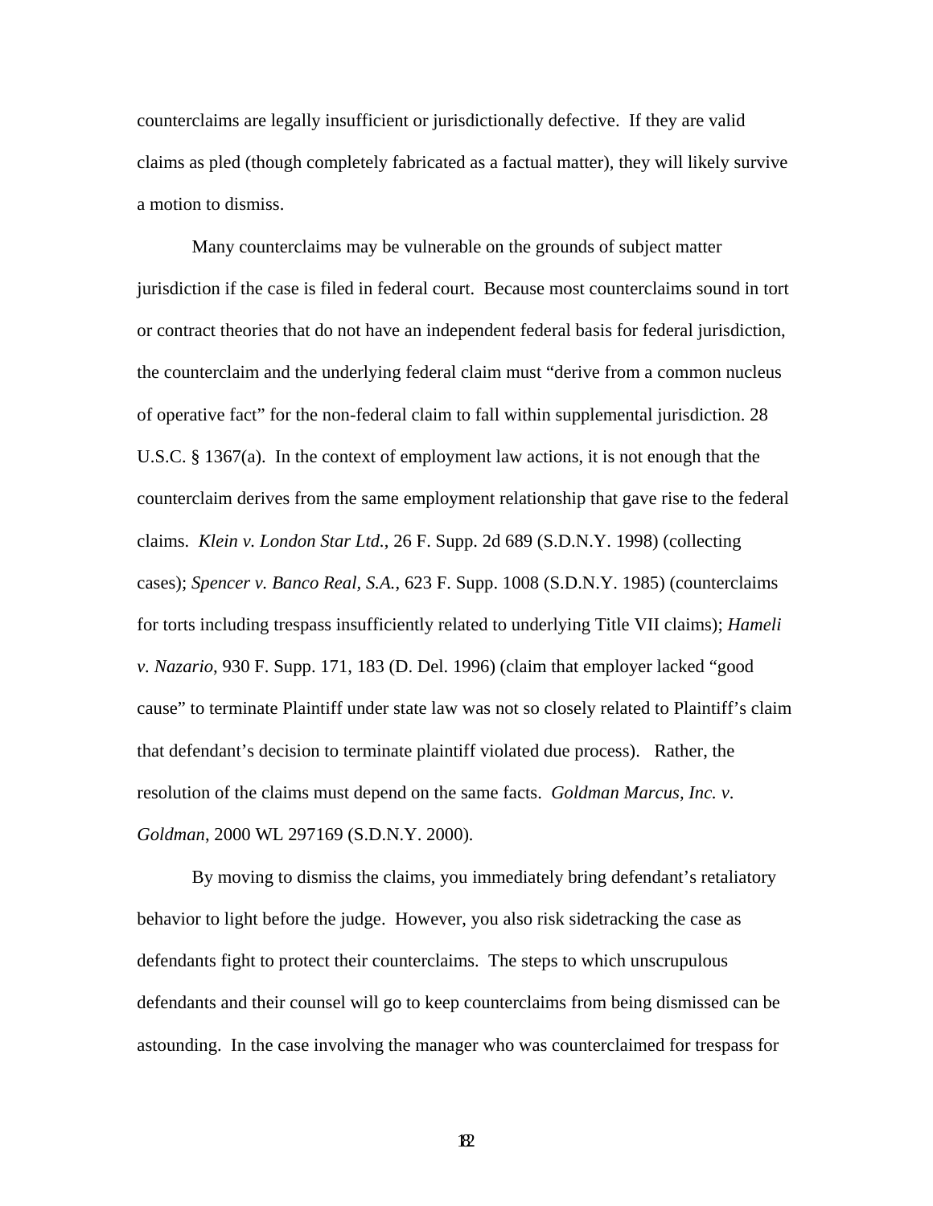counterclaims are legally insufficient or jurisdictionally defective. If they are valid claims as pled (though completely fabricated as a factual matter), they will likely survive a motion to dismiss.

Many counterclaims may be vulnerable on the grounds of subject matter jurisdiction if the case is filed in federal court. Because most counterclaims sound in tort or contract theories that do not have an independent federal basis for federal jurisdiction, the counterclaim and the underlying federal claim must "derive from a common nucleus of operative fact" for the non-federal claim to fall within supplemental jurisdiction. 28 U.S.C. § 1367(a). In the context of employment law actions, it is not enough that the counterclaim derives from the same employment relationship that gave rise to the federal claims. *Klein v. London Star Ltd.*, 26 F. Supp. 2d 689 (S.D.N.Y. 1998) (collecting cases); *Spencer v. Banco Real, S.A.*, 623 F. Supp. 1008 (S.D.N.Y. 1985) (counterclaims for torts including trespass insufficiently related to underlying Title VII claims); *Hameli v. Nazario*, 930 F. Supp. 171, 183 (D. Del. 1996) (claim that employer lacked "good cause" to terminate Plaintiff under state law was not so closely related to Plaintiff's claim that defendant's decision to terminate plaintiff violated due process). Rather, the resolution of the claims must depend on the same facts. *Goldman Marcus, Inc. v. Goldman*, 2000 WL 297169 (S.D.N.Y. 2000).

By moving to dismiss the claims, you immediately bring defendant's retaliatory behavior to light before the judge. However, you also risk sidetracking the case as defendants fight to protect their counterclaims. The steps to which unscrupulous defendants and their counsel will go to keep counterclaims from being dismissed can be astounding. In the case involving the manager who was counterclaimed for trespass for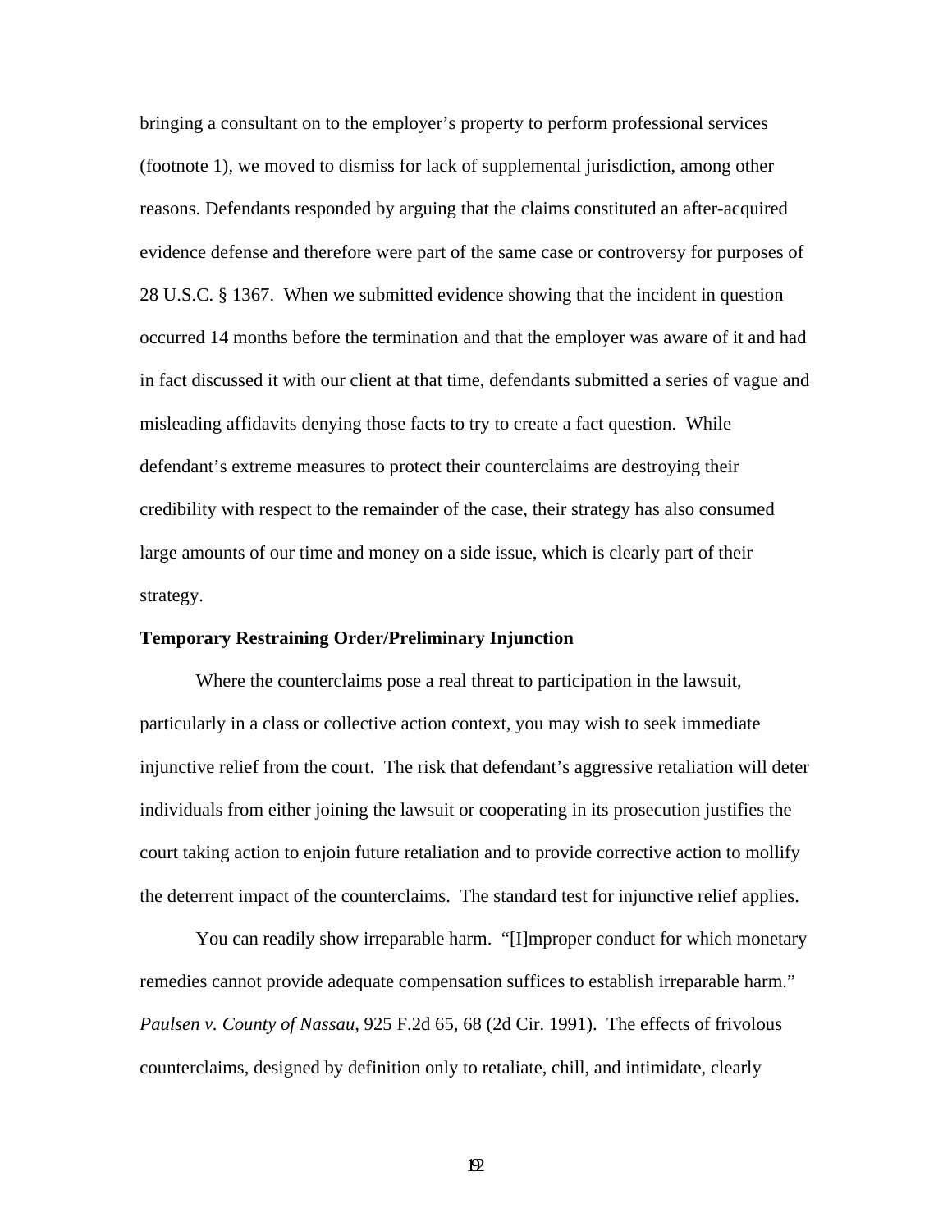bringing a consultant on to the employer's property to perform professional services (footnote 1), we moved to dismiss for lack of supplemental jurisdiction, among other reasons. Defendants responded by arguing that the claims constituted an after-acquired evidence defense and therefore were part of the same case or controversy for purposes of 28 U.S.C. § 1367. When we submitted evidence showing that the incident in question occurred 14 months before the termination and that the employer was aware of it and had in fact discussed it with our client at that time, defendants submitted a series of vague and misleading affidavits denying those facts to try to create a fact question. While defendant's extreme measures to protect their counterclaims are destroying their credibility with respect to the remainder of the case, their strategy has also consumed large amounts of our time and money on a side issue, which is clearly part of their strategy.

**Temporary Restraining Order/Preliminary Injunction**

Where the counterclaims pose a real threat to participation in the lawsuit, particularly in a class or collective action context, you may wish to seek immediate injunctive relief from the court. The risk that defendant's aggressive retaliation will deter individuals from either joining the lawsuit or cooperating in its prosecution justifies the court taking action to enjoin future retaliation and to provide corrective action to mollify the deterrent impact of the counterclaims. The standard test for injunctive relief applies.

You can readily show irreparable harm. "[I]mproper conduct for which monetary remedies cannot provide adequate compensation suffices to establish irreparable harm." *Paulsen v. County of Nassau*, 925 F.2d 65, 68 (2d Cir. 1991). The effects of frivolous counterclaims, designed by definition only to retaliate, chill, and intimidate, clearly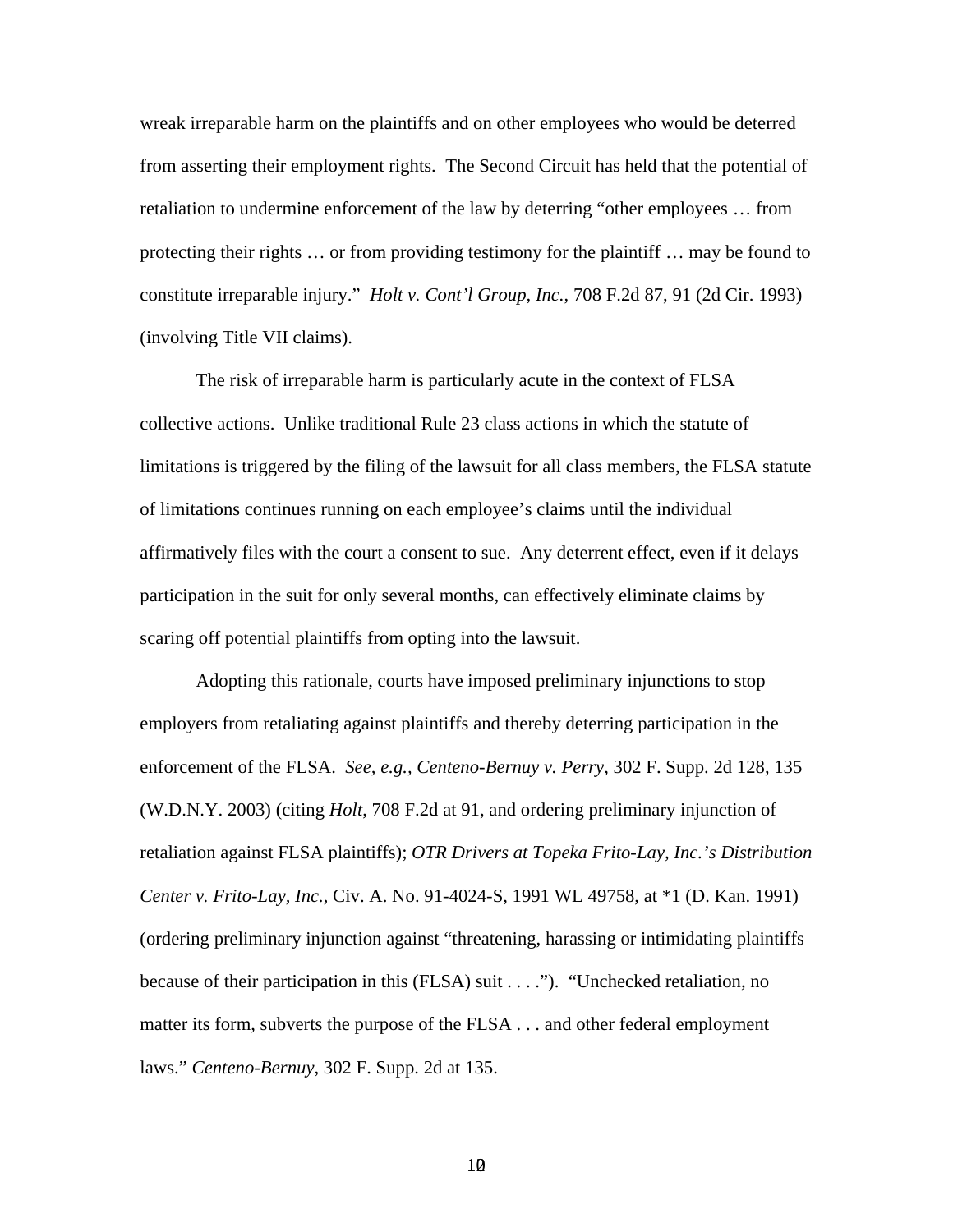wreak irreparable harm on the plaintiffs and on other employees who would be deterred from asserting their employment rights. The Second Circuit has held that the potential of retaliation to undermine enforcement of the law by deterring "other employees … from protecting their rights … or from providing testimony for the plaintiff … may be found to constitute irreparable injury." *Holt v. Cont'l Group, Inc.*, 708 F.2d 87, 91 (2d Cir. 1993) (involving Title VII claims).

The risk of irreparable harm is particularly acute in the context of FLSA collective actions. Unlike traditional Rule 23 class actions in which the statute of limitations is triggered by the filing of the lawsuit for all class members, the FLSA statute of limitations continues running on each employee's claims until the individual affirmatively files with the court a consent to sue. Any deterrent effect, even if it delays participation in the suit for only several months, can effectively eliminate claims by scaring off potential plaintiffs from opting into the lawsuit.

Adopting this rationale, courts have imposed preliminary injunctions to stop employers from retaliating against plaintiffs and thereby deterring participation in the enforcement of the FLSA. *See, e.g., Centeno-Bernuy v. Perry*, 302 F. Supp. 2d 128, 135 (W.D.N.Y. 2003) (citing *Holt*, 708 F.2d at 91, and ordering preliminary injunction of retaliation against FLSA plaintiffs); *OTR Drivers at Topeka Frito-Lay, Inc.'s Distribution Center v. Frito-Lay, Inc.*, Civ. A. No. 91-4024-S, 1991 WL 49758, at *1 (D. Kan. 1991) (ordering preliminary injunction against "threatening, harassing or intimidating plaintiffs because of their participation in this (FLSA) suit . . . ."). "Unchecked retaliation, no matter its form, subverts the purpose of the FLSA . . . and other federal employment laws." *Centeno-Bernuy*, 302 F. Supp. 2d at 135.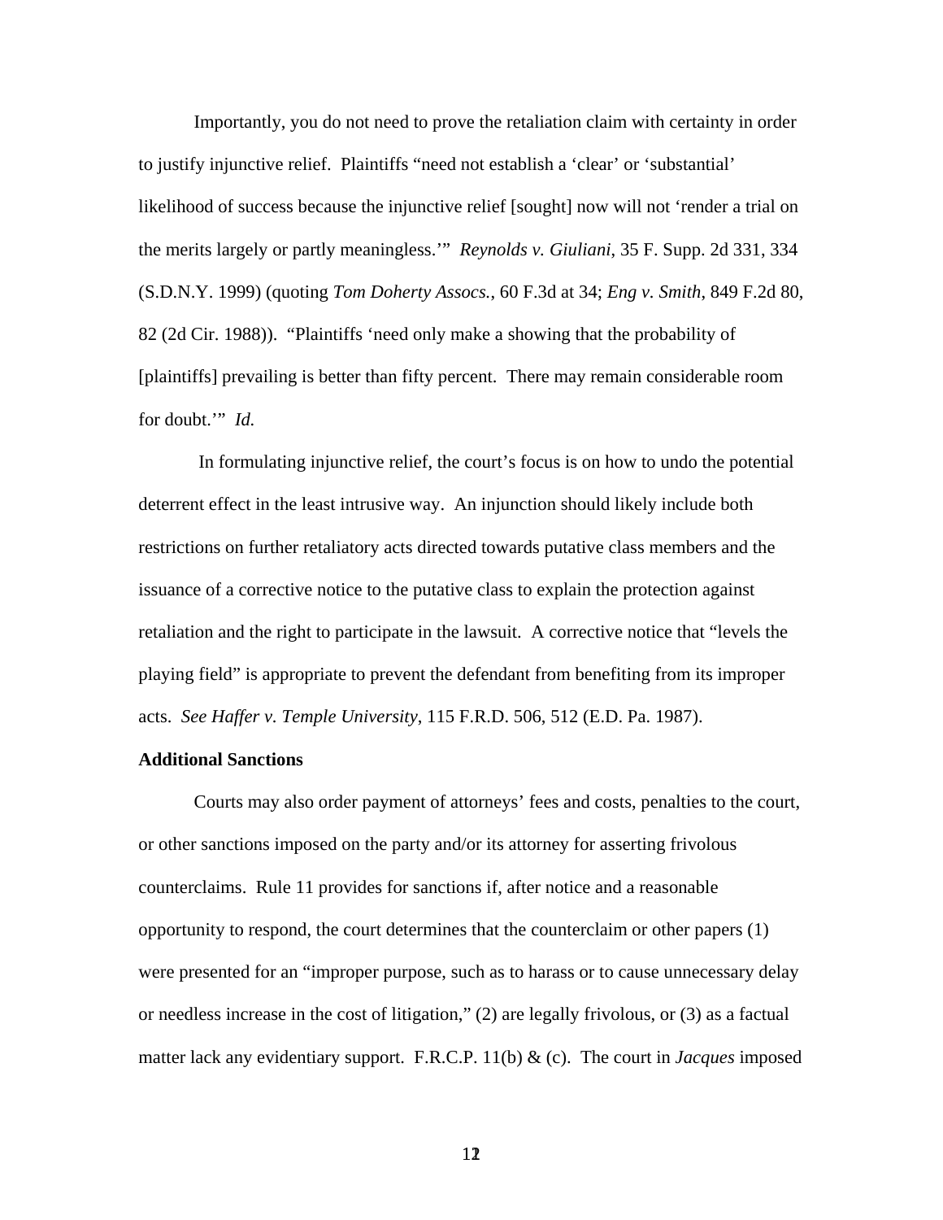Importantly, you do not need to prove the retaliation claim with certainty in order to justify injunctive relief. Plaintiffs "need not establish a 'clear' or 'substantial' likelihood of success because the injunctive relief [sought] now will not 'render a trial on the merits largely or partly meaningless.'" *Reynolds v. Giuliani*, 35 F. Supp. 2d 331, 334 (S.D.N.Y. 1999) (quoting *Tom Doherty Assocs.*, 60 F.3d at 34; *Eng v. Smith*, 849 F.2d 80, 82 (2d Cir. 1988)). "Plaintiffs 'need only make a showing that the probability of [plaintiffs] prevailing is better than fifty percent. There may remain considerable room for doubt.'" *Id.*

In formulating injunctive relief, the court's focus is on how to undo the potential deterrent effect in the least intrusive way. An injunction should likely include both restrictions on further retaliatory acts directed towards putative class members and the issuance of a corrective notice to the putative class to explain the protection against retaliation and the right to participate in the lawsuit. A corrective notice that "levels the playing field" is appropriate to prevent the defendant from benefiting from its improper acts. *See Haffer v. Temple University*, 115 F.R.D. 506, 512 (E.D. Pa. 1987).

**Additional Sanctions**

Courts may also order payment of attorneys' fees and costs, penalties to the court, or other sanctions imposed on the party and/or its attorney for asserting frivolous counterclaims. Rule 11 provides for sanctions if, after notice and a reasonable opportunity to respond, the court determines that the counterclaim or other papers (1) were presented for an "improper purpose, such as to harass or to cause unnecessary delay or needless increase in the cost of litigation," (2) are legally frivolous, or (3) as a factual matter lack any evidentiary support. F.R.C.P. 11(b) & (c). The court in *Jacques* imposed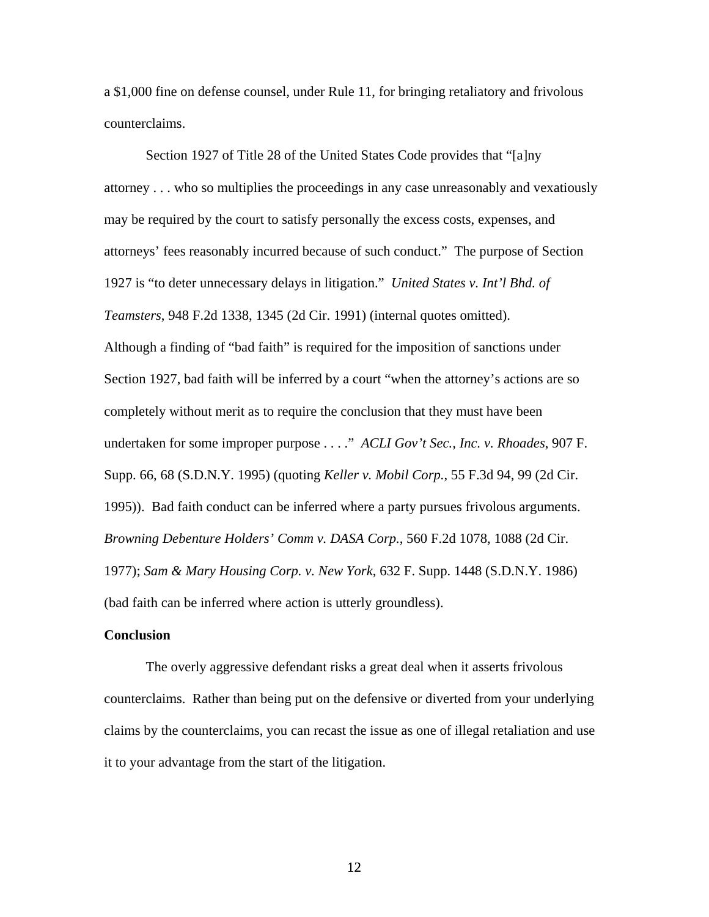a $1,000 fine on defense counsel, under Rule 11, for bringing retaliatory and frivolous counterclaims.

Section 1927 of Title 28 of the United States Code provides that "[a]ny attorney . . . who so multiplies the proceedings in any case unreasonably and vexatiously may be required by the court to satisfy personally the excess costs, expenses, and attorneys' fees reasonably incurred because of such conduct." The purpose of Section 1927 is "to deter unnecessary delays in litigation." *United States v. Int'l Bhd. of Teamsters*, 948 F.2d 1338, 1345 (2d Cir. 1991) (internal quotes omitted). Although a finding of "bad faith" is required for the imposition of sanctions under Section 1927, bad faith will be inferred by a court "when the attorney's actions are so completely without merit as to require the conclusion that they must have been undertaken for some improper purpose . . . ." *ACLI Gov't Sec., Inc. v. Rhoades*, 907 F. Supp. 66, 68 (S.D.N.Y. 1995) (quoting *Keller v. Mobil Corp.*, 55 F.3d 94, 99 (2d Cir. 1995)). Bad faith conduct can be inferred where a party pursues frivolous arguments. *Browning Debenture Holders' Comm v. DASA Corp.*, 560 F.2d 1078, 1088 (2d Cir. 1977); *Sam & Mary Housing Corp. v. New York*, 632 F. Supp. 1448 (S.D.N.Y. 1986) (bad faith can be inferred where action is utterly groundless).

**Conclusion**

The overly aggressive defendant risks a great deal when it asserts frivolous counterclaims. Rather than being put on the defensive or diverted from your underlying claims by the counterclaims, you can recast the issue as one of illegal retaliation and use it to your advantage from the start of the litigation.